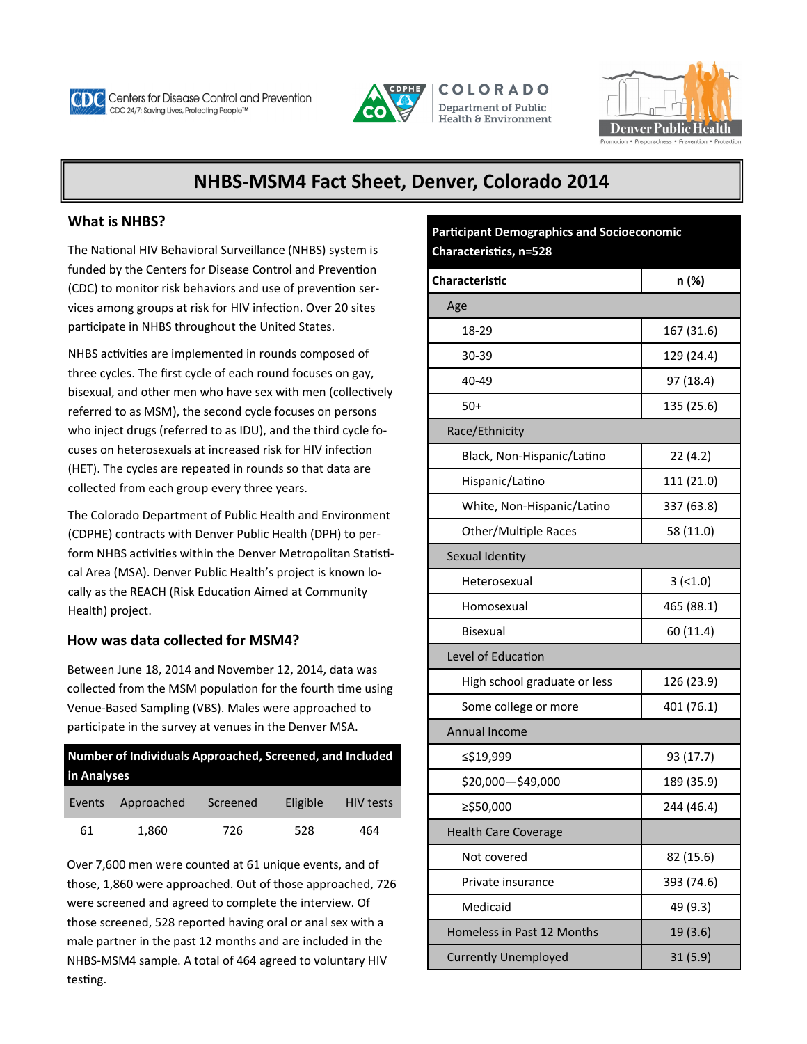# NHBS-MSM4 Fact Sheet, Denver, Colorado 2014

## What is NHBS?

The National HIV Behavioral Surveillance (NHBS) system is funded by the Centers for Disease Control and Prevention (CDC) to monitor risk behaviors and use of prevention services among groups at risk for HIV infection. Over 20 sites participate in NHBS throughout the United States.

NHBS activities are implemented in rounds composed of three cycles. The first cycle of each round focuses on gay, bisexual, and other men who have sex with men (collectively referred to as MSM), the second cycle focuses on persons who inject drugs (referred to as IDU), and the third cycle focuses on heterosexuals at increased risk for HIV infection (HET). The cycles are repeated in rounds so that data are collected from each group every three years.

The Colorado Department of Public Health and Environment (CDPHE) contracts with Denver Public Health (DPH) to perform NHBS activities within the Denver Metropolitan Statistical Area (MSA). Denver Public Health's project is known locally as the REACH (Risk Education Aimed at Community Health) project.

## How was data collected for MSM4?

Between June 18, 2014 and November 12, 2014, data was collected from the MSM population for the fourth time using Venue-Based Sampling (VBS). Males were approached to participate in the survey at venues in the Denver MSA.

**Number of Individuals Approached, Screened, and Included in Analyses**

| Events | Approached | Screened | Eligible | HIV tests |
|---|---|---|---|---|
| 61 | 1,860 | 726 | 528 | 464 |

Over 7,600 men were counted at 61 unique events, and of those, 1,860 were approached. Out of those approached, 726 were screened and agreed to complete the interview. Of those screened, 528 reported having oral or anal sex with a male partner in the past 12 months and are included in the NHBS-MSM4 sample. A total of 464 agreed to voluntary HIV testing.

**Participant Demographics and Socioeconomic Characteristics, n=528**

| Characteristic | n (%) |
|---|---|
| **Age** | |
| 18-29 | 167 (31.6) |
| 30-39 | 129 (24.4) |
| 40-49 | 97 (18.4) |
| 50+ | 135 (25.6) |
| **Race/Ethnicity** | |
| Black, Non-Hispanic/Latino | 22 (4.2) |
| Hispanic/Latino | 111 (21.0) |
| White, Non-Hispanic/Latino | 337 (63.8) |
| Other/Multiple Races | 58 (11.0) |
| **Sexual Identity** | |
| Heterosexual | 3 (<1.0) |
| Homosexual | 465 (88.1) |
| Bisexual | 60 (11.4) |
| **Level of Education** | |
| High school graduate or less | 126 (23.9) |
| Some college or more | 401 (76.1) |
| **Annual Income** | |
| ≤$19,999 | 93 (17.7) |
| $20,000—$49,000 | 189 (35.9) |
| ≥$50,000 | 244 (46.4) |
| **Health Care Coverage** | |
| Not covered | 82 (15.6) |
| Private insurance | 393 (74.6) |
| Medicaid | 49 (9.3) |
| **Homeless in Past 12 Months** | 19 (3.6) |
| **Currently Unemployed** | 31 (5.9) |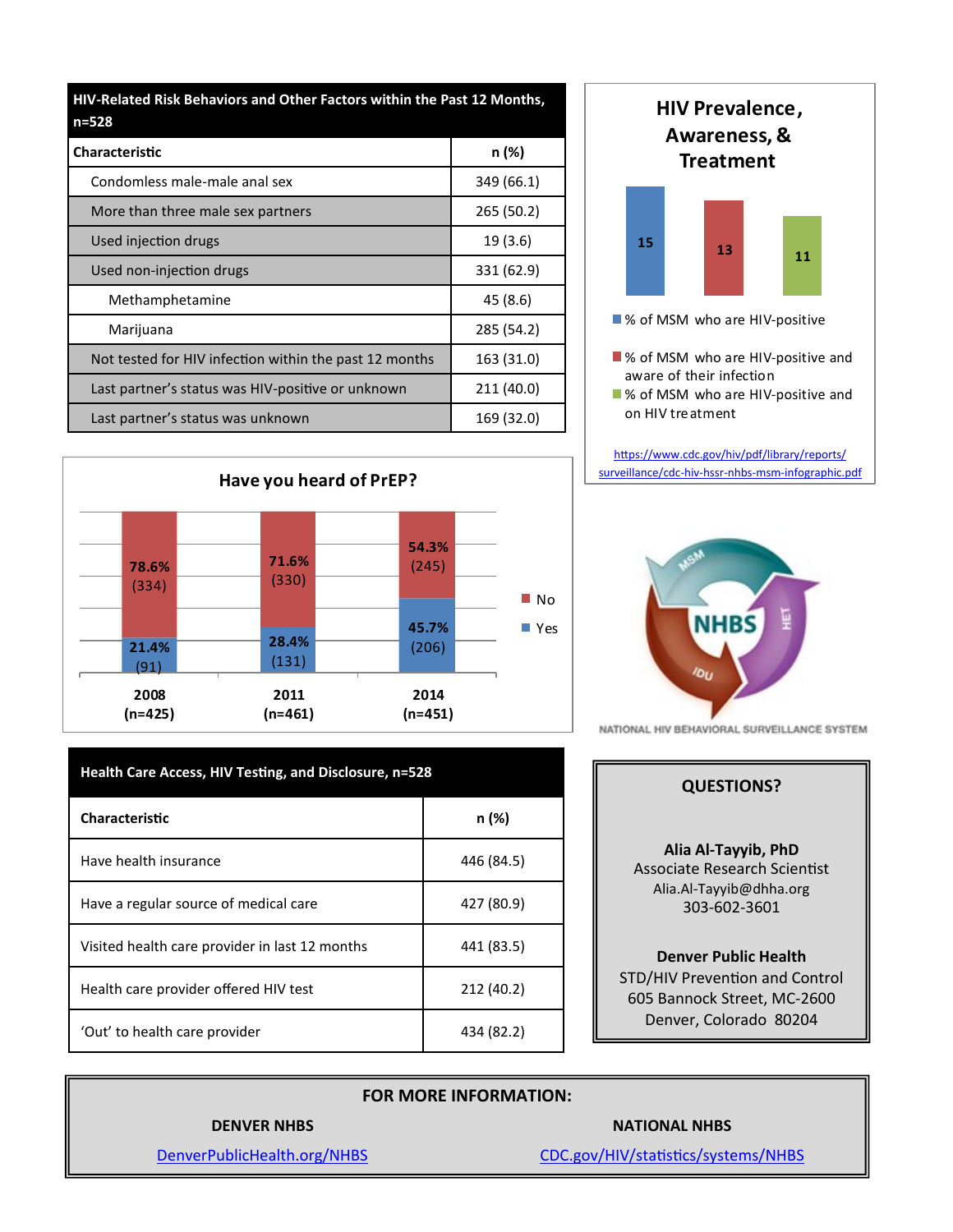## HIV-Related Risk Behaviors and Other Factors within the Past 12 Months, n=528

| Characteristic | n (%) |
|---|---|
| Condomless male-male anal sex | 349 (66.1) |
| More than three male sex partners | 265 (50.2) |
| Used injection drugs | 19 (3.6) |
| Used non-injection drugs | 331 (62.9) |
| Methamphetamine | 45 (8.6) |
| Marijuana | 285 (54.2) |
| Not tested for HIV infection within the past 12 months | 163 (31.0) |
| Last partner's status was HIV-positive or unknown | 211 (40.0) |
| Last partner's status was unknown | 169 (32.0) |

## HIV Prevalence, Awareness, & Treatment

15

13

11

% of MSM who are HIV-positive

% of MSM who are HIV-positive and aware of their infection

% of MSM who are HIV-positive and on HIV treatment

https://www.cdc.gov/hiv/pdf/library/reports/surveillance/cdc-hiv-hssr-nhbs-msm-infographic.pdf

## Have you heard of PrEP?

78.6% (334)

21.4% (91)

71.6% (330)

28.4% (131)

54.3% (245)

45.7% (206)

No

Yes

2008 (n=425)

2011 (n=461)

2014 (n=451)

MSM

NHBS

HET

IDU

NATIONAL HIV BEHAVIORAL SURVEILLANCE SYSTEM

## Health Care Access, HIV Testing, and Disclosure, n=528

| Characteristic | n (%) |
|---|---|
| Have health insurance | 446 (84.5) |
| Have a regular source of medical care | 427 (80.9) |
| Visited health care provider in last 12 months | 441 (83.5) |
| Health care provider offered HIV test | 212 (40.2) |
| 'Out' to health care provider | 434 (82.2) |

## QUESTIONS?

**Alia Al-Tayyib, PhD**
Associate Research Scientist
Alia.Al-Tayyib@dhha.org
303-602-3601

**Denver Public Health**
STD/HIV Prevention and Control
605 Bannock Street, MC-2600
Denver, Colorado 80204

## FOR MORE INFORMATION:

**DENVER NHBS**
DenverPublicHealth.org/NHBS

**NATIONAL NHBS**
CDC.gov/HIV/statistics/systems/NHBS